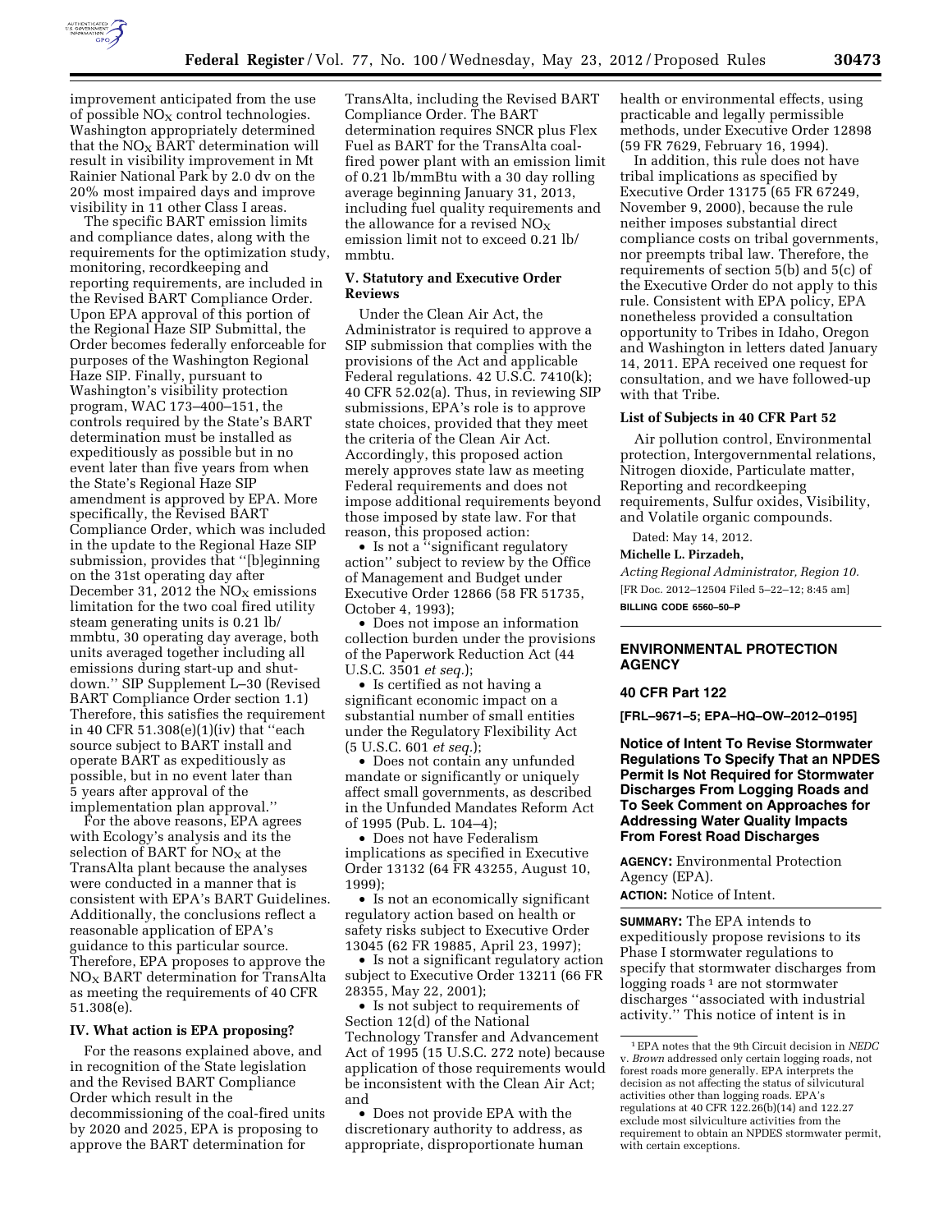improvement anticipated from the use of possible $NO_X$ control technologies. Washington appropriately determined that the $NO_X$ BART determination will result in visibility improvement in Mt Rainier National Park by 2.0 dv on the 20% most impaired days and improve visibility in 11 other Class I areas.

The specific BART emission limits and compliance dates, along with the requirements for the optimization study, monitoring, recordkeeping and reporting requirements, are included in the Revised BART Compliance Order. Upon EPA approval of this portion of the Regional Haze SIP Submittal, the Order becomes federally enforceable for purposes of the Washington Regional Haze SIP. Finally, pursuant to Washington's visibility protection program, WAC 173–400–151, the controls required by the State's BART determination must be installed as expeditiously as possible but in no event later than five years from when the State's Regional Haze SIP amendment is approved by EPA. More specifically, the Revised BART Compliance Order, which was included in the update to the Regional Haze SIP submission, provides that "[b]eginning on the 31st operating day after December 31, 2012 the $NO_X$ emissions limitation for the two coal fired utility steam generating units is 0.21 lb/mmbtu, 30 operating day average, both units averaged together including all emissions during start-up and shut-down." SIP Supplement L–30 (Revised BART Compliance Order section 1.1) Therefore, this satisfies the requirement in 40 CFR 51.308(e)(1)(iv) that "each source subject to BART install and operate BART as expeditiously as possible, but in no event later than 5 years after approval of the implementation plan approval."

For the above reasons, EPA agrees with Ecology's analysis and its the selection of BART for $NO_X$ at the TransAlta plant because the analyses were conducted in a manner that is consistent with EPA's BART Guidelines. Additionally, the conclusions reflect a reasonable application of EPA's guidance to this particular source. Therefore, EPA proposes to approve the $NO_X$ BART determination for TransAlta as meeting the requirements of 40 CFR 51.308(e).

## IV. What action is EPA proposing?

For the reasons explained above, and in recognition of the State legislation and the Revised BART Compliance Order which result in the decommissioning of the coal-fired units by 2020 and 2025, EPA is proposing to approve the BART determination for TransAlta, including the Revised BART Compliance Order. The BART determination requires SNCR plus Flex Fuel as BART for the TransAlta coal-fired power plant with an emission limit of 0.21 lb/mmBtu with a 30 day rolling average beginning January 31, 2013, including fuel quality requirements and the allowance for a revised $NO_X$ emission limit not to exceed 0.21 lb/mmbtu.

## V. Statutory and Executive Order Reviews

Under the Clean Air Act, the Administrator is required to approve a SIP submission that complies with the provisions of the Act and applicable Federal regulations. 42 U.S.C. 7410(k); 40 CFR 52.02(a). Thus, in reviewing SIP submissions, EPA's role is to approve state choices, provided that they meet the criteria of the Clean Air Act. Accordingly, this proposed action merely approves state law as meeting Federal requirements and does not impose additional requirements beyond those imposed by state law. For that reason, this proposed action:

- Is not a "significant regulatory action" subject to review by the Office of Management and Budget under Executive Order 12866 (58 FR 51735, October 4, 1993);
- Does not impose an information collection burden under the provisions of the Paperwork Reduction Act (44 U.S.C. 3501 *et seq.*);
- Is certified as not having a significant economic impact on a substantial number of small entities under the Regulatory Flexibility Act (5 U.S.C. 601 *et seq.*);
- Does not contain any unfunded mandate or significantly or uniquely affect small governments, as described in the Unfunded Mandates Reform Act of 1995 (Pub. L. 104–4);
- Does not have Federalism implications as specified in Executive Order 13132 (64 FR 43255, August 10, 1999);
- Is not an economically significant regulatory action based on health or safety risks subject to Executive Order 13045 (62 FR 19885, April 23, 1997);
- Is not a significant regulatory action subject to Executive Order 13211 (66 FR 28355, May 22, 2001);
- Is not subject to requirements of Section 12(d) of the National Technology Transfer and Advancement Act of 1995 (15 U.S.C. 272 note) because application of those requirements would be inconsistent with the Clean Air Act; and
- Does not provide EPA with the discretionary authority to address, as appropriate, disproportionate human health or environmental effects, using practicable and legally permissible methods, under Executive Order 12898 (59 FR 7629, February 16, 1994).

In addition, this rule does not have tribal implications as specified by Executive Order 13175 (65 FR 67249, November 9, 2000), because the rule neither imposes substantial direct compliance costs on tribal governments, nor preempts tribal law. Therefore, the requirements of section 5(b) and 5(c) of the Executive Order do not apply to this rule. Consistent with EPA policy, EPA nonetheless provided a consultation opportunity to Tribes in Idaho, Oregon and Washington in letters dated January 14, 2011. EPA received one request for consultation, and we have followed-up with that Tribe.

### List of Subjects in 40 CFR Part 52

Air pollution control, Environmental protection, Intergovernmental relations, Nitrogen dioxide, Particulate matter, Reporting and recordkeeping requirements, Sulfur oxides, Visibility, and Volatile organic compounds.

Dated: May 14, 2012.

**Michelle L. Pirzadeh,**

*Acting Regional Administrator, Region 10.*

[FR Doc. 2012–12504 Filed 5–22–12; 8:45 am]

**BILLING CODE 6560–50–P**

---

## ENVIRONMENTAL PROTECTION AGENCY

### 40 CFR Part 122

**[FRL–9671–5; EPA–HQ–OW–2012–0195]**

### Notice of Intent To Revise Stormwater Regulations To Specify That an NPDES Permit Is Not Required for Stormwater Discharges From Logging Roads and To Seek Comment on Approaches for Addressing Water Quality Impacts From Forest Road Discharges

**AGENCY:** Environmental Protection Agency (EPA).

**ACTION:** Notice of Intent.

**SUMMARY:** The EPA intends to expeditiously propose revisions to its Phase I stormwater regulations to specify that stormwater discharges from logging roads [1] are not stormwater discharges "associated with industrial activity." This notice of intent is in

---

[1] EPA notes that the 9th Circuit decision in *NEDC* v. *Brown* addressed only certain logging roads, not forest roads more generally. EPA interprets the decision as not affecting the status of silvicultural activities other than logging roads. EPA's regulations at 40 CFR 122.26(b)(14) and 122.27 exclude most silviculture activities from the requirement to obtain an NPDES stormwater permit, with certain exceptions.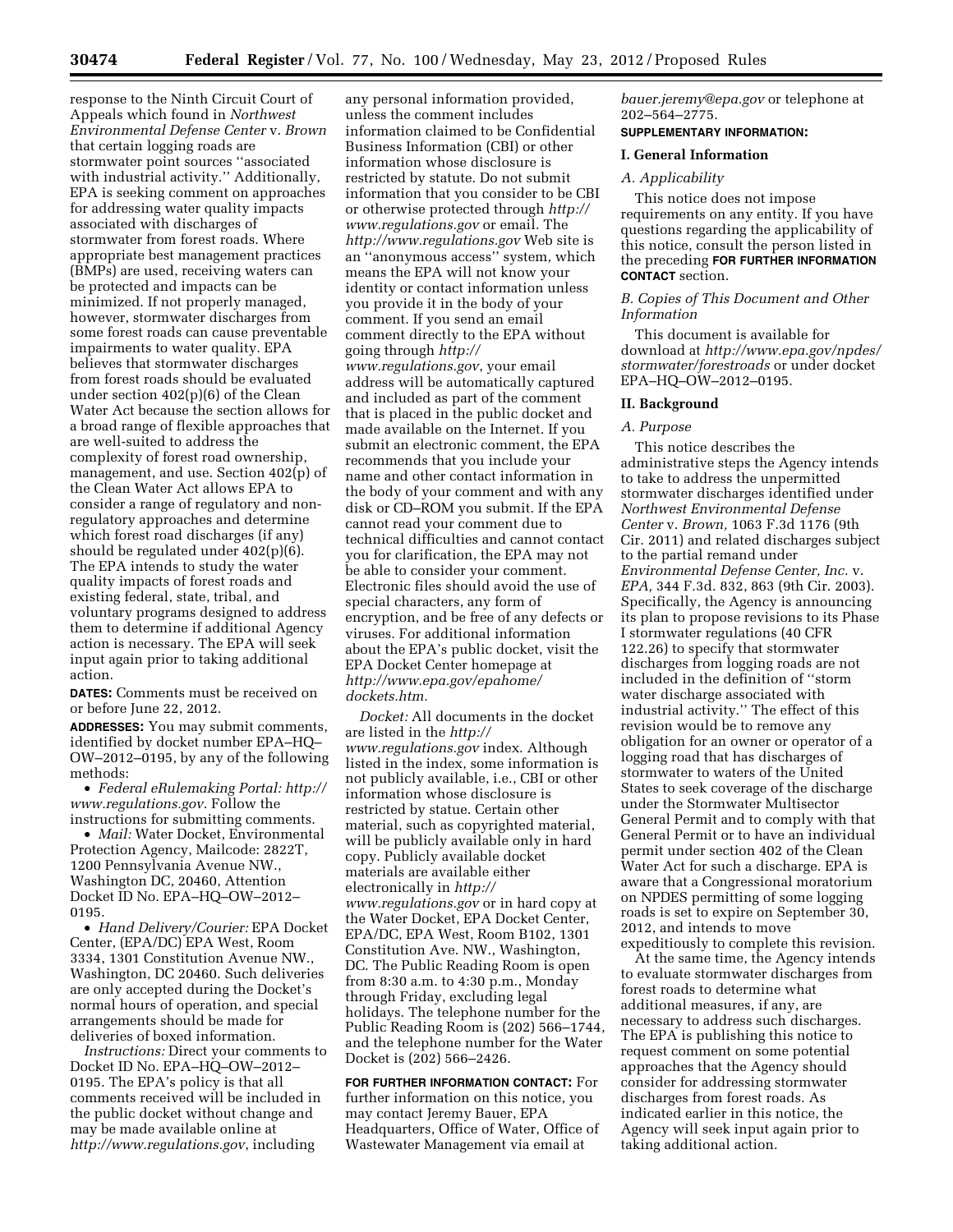response to the Ninth Circuit Court of Appeals which found in *Northwest Environmental Defense Center* v. *Brown* that certain logging roads are stormwater point sources ''associated with industrial activity.'' Additionally, EPA is seeking comment on approaches for addressing water quality impacts associated with discharges of stormwater from forest roads. Where appropriate best management practices (BMPs) are used, receiving waters can be protected and impacts can be minimized. If not properly managed, however, stormwater discharges from some forest roads can cause preventable impairments to water quality. EPA believes that stormwater discharges from forest roads should be evaluated under section 402(p)(6) of the Clean Water Act because the section allows for a broad range of flexible approaches that are well-suited to address the complexity of forest road ownership, management, and use. Section 402(p) of the Clean Water Act allows EPA to consider a range of regulatory and non-regulatory approaches and determine which forest road discharges (if any) should be regulated under 402(p)(6). The EPA intends to study the water quality impacts of forest roads and existing federal, state, tribal, and voluntary programs designed to address them to determine if additional Agency action is necessary. The EPA will seek input again prior to taking additional action.

**DATES:** Comments must be received on or before June 22, 2012.

**ADDRESSES:** You may submit comments, identified by docket number EPA–HQ–OW–2012–0195, by any of the following methods:

- *Federal eRulemaking Portal: http://www.regulations.gov*. Follow the instructions for submitting comments.
- *Mail:* Water Docket, Environmental Protection Agency, Mailcode: 2822T, 1200 Pennsylvania Avenue NW., Washington DC, 20460, Attention Docket ID No. EPA–HQ–OW–2012–0195.
- *Hand Delivery/Courier:* EPA Docket Center, (EPA/DC) EPA West, Room 3334, 1301 Constitution Avenue NW., Washington, DC 20460. Such deliveries are only accepted during the Docket's normal hours of operation, and special arrangements should be made for deliveries of boxed information.

*Instructions:* Direct your comments to Docket ID No. EPA–HQ–OW–2012–0195. The EPA's policy is that all comments received will be included in the public docket without change and may be made available online at *http://www.regulations.gov*, including any personal information provided, unless the comment includes information claimed to be Confidential Business Information (CBI) or other information whose disclosure is restricted by statute. Do not submit information that you consider to be CBI or otherwise protected through *http://www.regulations.gov* or email. The *http://www.regulations.gov* Web site is an ''anonymous access'' system, which means the EPA will not know your identity or contact information unless you provide it in the body of your comment. If you send an email comment directly to the EPA without going through *http://www.regulations.gov*, your email address will be automatically captured and included as part of the comment that is placed in the public docket and made available on the Internet. If you submit an electronic comment, the EPA recommends that you include your name and other contact information in the body of your comment and with any disk or CD–ROM you submit. If the EPA cannot read your comment due to technical difficulties and cannot contact you for clarification, the EPA may not be able to consider your comment. Electronic files should avoid the use of special characters, any form of encryption, and be free of any defects or viruses. For additional information about the EPA's public docket, visit the EPA Docket Center homepage at *http://www.epa.gov/epahome/dockets.htm.*

*Docket:* All documents in the docket are listed in the *http://www.regulations.gov* index. Although listed in the index, some information is not publicly available, i.e., CBI or other information whose disclosure is restricted by statue. Certain other material, such as copyrighted material, will be publicly available only in hard copy. Publicly available docket materials are available either electronically in *http://www.regulations.gov* or in hard copy at the Water Docket, EPA Docket Center, EPA/DC, EPA West, Room B102, 1301 Constitution Ave. NW., Washington, DC. The Public Reading Room is open from 8:30 a.m. to 4:30 p.m., Monday through Friday, excluding legal holidays. The telephone number for the Public Reading Room is (202) 566–1744, and the telephone number for the Water Docket is (202) 566–2426.

**FOR FURTHER INFORMATION CONTACT:** For further information on this notice, you may contact Jeremy Bauer, EPA Headquarters, Office of Water, Office of Wastewater Management via email at *bauer.jeremy@epa.gov* or telephone at 202–564–2775.

**SUPPLEMENTARY INFORMATION:**

## I. General Information

### A. Applicability

This notice does not impose requirements on any entity. If you have questions regarding the applicability of this notice, consult the person listed in the preceding **FOR FURTHER INFORMATION CONTACT** section.

### B. Copies of This Document and Other Information

This document is available for download at *http://www.epa.gov/npdes/stormwater/forestroads* or under docket EPA–HQ–OW–2012–0195.

## II. Background

### A. Purpose

This notice describes the administrative steps the Agency intends to take to address the unpermitted stormwater discharges identified under *Northwest Environmental Defense Center* v. *Brown,* 1063 F.3d 1176 (9th Cir. 2011) and related discharges subject to the partial remand under *Environmental Defense Center, Inc.* v. *EPA,* 344 F.3d. 832, 863 (9th Cir. 2003). Specifically, the Agency is announcing its plan to propose revisions to its Phase I stormwater regulations (40 CFR 122.26) to specify that stormwater discharges from logging roads are not included in the definition of ''storm water discharge associated with industrial activity.'' The effect of this revision would be to remove any obligation for an owner or operator of a logging road that has discharges of stormwater to waters of the United States to seek coverage of the discharge under the Stormwater Multisector General Permit and to comply with that General Permit or to have an individual permit under section 402 of the Clean Water Act for such a discharge. EPA is aware that a Congressional moratorium on NPDES permitting of some logging roads is set to expire on September 30, 2012, and intends to move expeditiously to complete this revision.

At the same time, the Agency intends to evaluate stormwater discharges from forest roads to determine what additional measures, if any, are necessary to address such discharges. The EPA is publishing this notice to request comment on some potential approaches that the Agency should consider for addressing stormwater discharges from forest roads. As indicated earlier in this notice, the Agency will seek input again prior to taking additional action.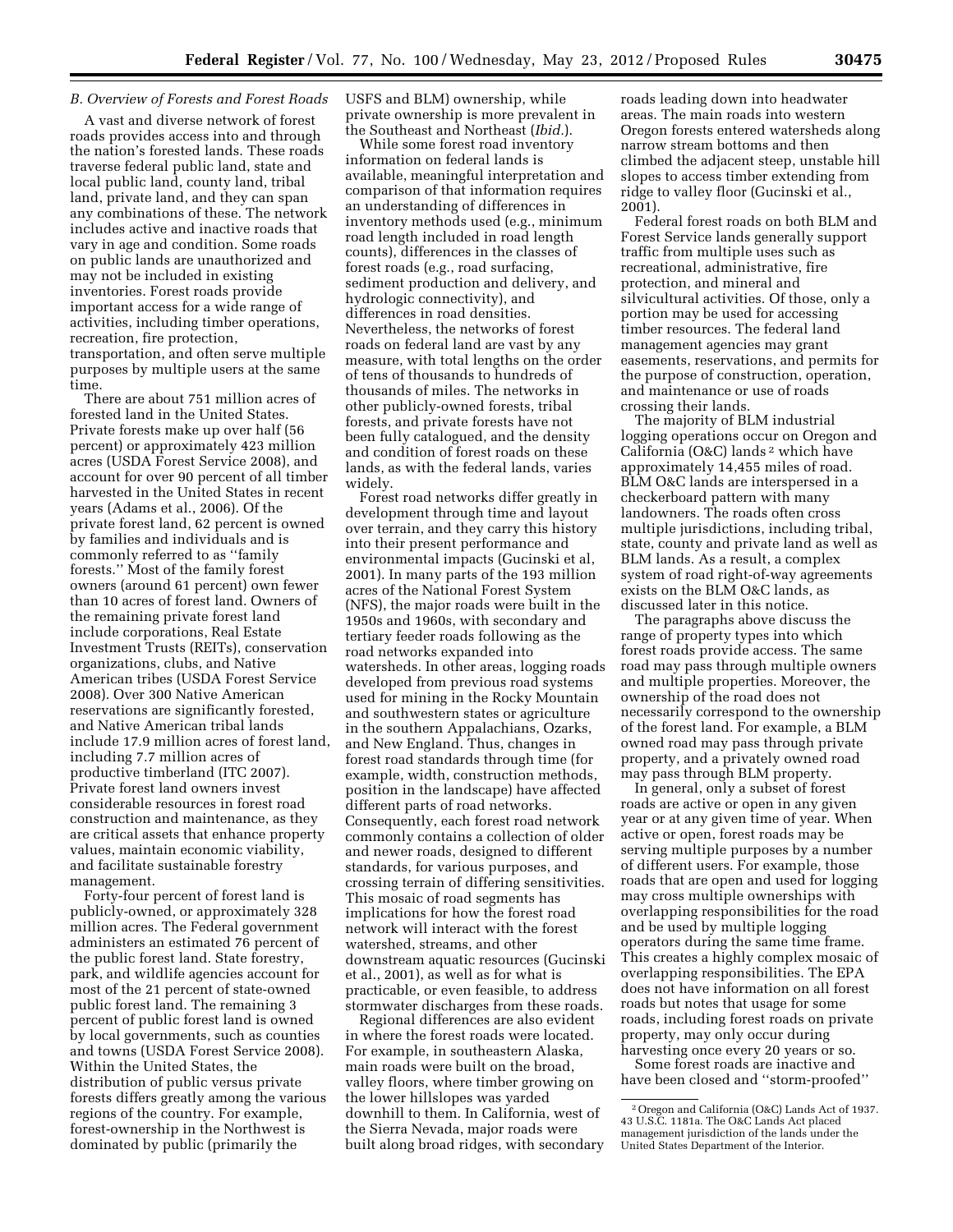### *B. Overview of Forests and Forest Roads*

A vast and diverse network of forest roads provides access into and through the nation's forested lands. These roads traverse federal public land, state and local public land, county land, tribal land, private land, and they can span any combinations of these. The network includes active and inactive roads that vary in age and condition. Some roads on public lands are unauthorized and may not be included in existing inventories. Forest roads provide important access for a wide range of activities, including timber operations, recreation, fire protection, transportation, and often serve multiple purposes by multiple users at the same time.

There are about 751 million acres of forested land in the United States. Private forests make up over half (56 percent) or approximately 423 million acres (USDA Forest Service 2008), and account for over 90 percent of all timber harvested in the United States in recent years (Adams et al., 2006). Of the private forest land, 62 percent is owned by families and individuals and is commonly referred to as "family forests." Most of the family forest owners (around 61 percent) own fewer than 10 acres of forest land. Owners of the remaining private forest land include corporations, Real Estate Investment Trusts (REITs), conservation organizations, clubs, and Native American tribes (USDA Forest Service 2008). Over 300 Native American reservations are significantly forested, and Native American tribal lands include 17.9 million acres of forest land, including 7.7 million acres of productive timberland (ITC 2007). Private forest land owners invest considerable resources in forest road construction and maintenance, as they are critical assets that enhance property values, maintain economic viability, and facilitate sustainable forestry management.

Forty-four percent of forest land is publicly-owned, or approximately 328 million acres. The Federal government administers an estimated 76 percent of the public forest land. State forestry, park, and wildlife agencies account for most of the 21 percent of state-owned public forest land. The remaining 3 percent of public forest land is owned by local governments, such as counties and towns (USDA Forest Service 2008). Within the United States, the distribution of public versus private forests differs greatly among the various regions of the country. For example, forest-ownership in the Northwest is dominated by public (primarily the USFS and BLM) ownership, while private ownership is more prevalent in the Southeast and Northeast (*Ibid.*).

While some forest road inventory information on federal lands is available, meaningful interpretation and comparison of that information requires an understanding of differences in inventory methods used (e.g., minimum road length included in road length counts), differences in the classes of forest roads (e.g., road surfacing, sediment production and delivery, and hydrologic connectivity), and differences in road densities. Nevertheless, the networks of forest roads on federal land are vast by any measure, with total lengths on the order of tens of thousands to hundreds of thousands of miles. The networks in other publicly-owned forests, tribal forests, and private forests have not been fully catalogued, and the density and condition of forest roads on these lands, as with the federal lands, varies widely.

Forest road networks differ greatly in development through time and layout over terrain, and they carry this history into their present performance and environmental impacts (Gucinski et al, 2001). In many parts of the 193 million acres of the National Forest System (NFS), the major roads were built in the 1950s and 1960s, with secondary and tertiary feeder roads following as the road networks expanded into watersheds. In other areas, logging roads developed from previous road systems used for mining in the Rocky Mountain and southwestern states or agriculture in the southern Appalachians, Ozarks, and New England. Thus, changes in forest road standards through time (for example, width, construction methods, position in the landscape) have affected different parts of road networks. Consequently, each forest road network commonly contains a collection of older and newer roads, designed to different standards, for various purposes, and crossing terrain of differing sensitivities. This mosaic of road segments has implications for how the forest road network will interact with the forest watershed, streams, and other downstream aquatic resources (Gucinski et al., 2001), as well as for what is practicable, or even feasible, to address stormwater discharges from these roads.

Regional differences are also evident in where the forest roads were located. For example, in southeastern Alaska, main roads were built on the broad, valley floors, where timber growing on the lower hillslopes was yarded downhill to them. In California, west of the Sierra Nevada, major roads were built along broad ridges, with secondary roads leading down into headwater areas. The main roads into western Oregon forests entered watersheds along narrow stream bottoms and then climbed the adjacent steep, unstable hill slopes to access timber extending from ridge to valley floor (Gucinski et al., 2001).

Federal forest roads on both BLM and Forest Service lands generally support traffic from multiple uses such as recreational, administrative, fire protection, and mineral and silvicultural activities. Of those, only a portion may be used for accessing timber resources. The federal land management agencies may grant easements, reservations, and permits for the purpose of construction, operation, and maintenance or use of roads crossing their lands.

The majority of BLM industrial logging operations occur on Oregon and California (O&C) lands [2] which have approximately 14,455 miles of road. BLM O&C lands are interspersed in a checkerboard pattern with many landowners. The roads often cross multiple jurisdictions, including tribal, state, county and private land as well as BLM lands. As a result, a complex system of road right-of-way agreements exists on the BLM O&C lands, as discussed later in this notice.

The paragraphs above discuss the range of property types into which forest roads provide access. The same road may pass through multiple owners and multiple properties. Moreover, the ownership of the road does not necessarily correspond to the ownership of the forest land. For example, a BLM owned road may pass through private property, and a privately owned road may pass through BLM property.

In general, only a subset of forest roads are active or open in any given year or at any given time of year. When active or open, forest roads may be serving multiple purposes by a number of different users. For example, those roads that are open and used for logging may cross multiple ownerships with overlapping responsibilities for the road and be used by multiple logging operators during the same time frame. This creates a highly complex mosaic of overlapping responsibilities. The EPA does not have information on all forest roads but notes that usage for some roads, including forest roads on private property, may only occur during harvesting once every 20 years or so.

Some forest roads are inactive and have been closed and "storm-proofed"

[2] Oregon and California (O&C) Lands Act of 1937. 43 U.S.C. 1181a. The O&C Lands Act placed management jurisdiction of the lands under the United States Department of the Interior.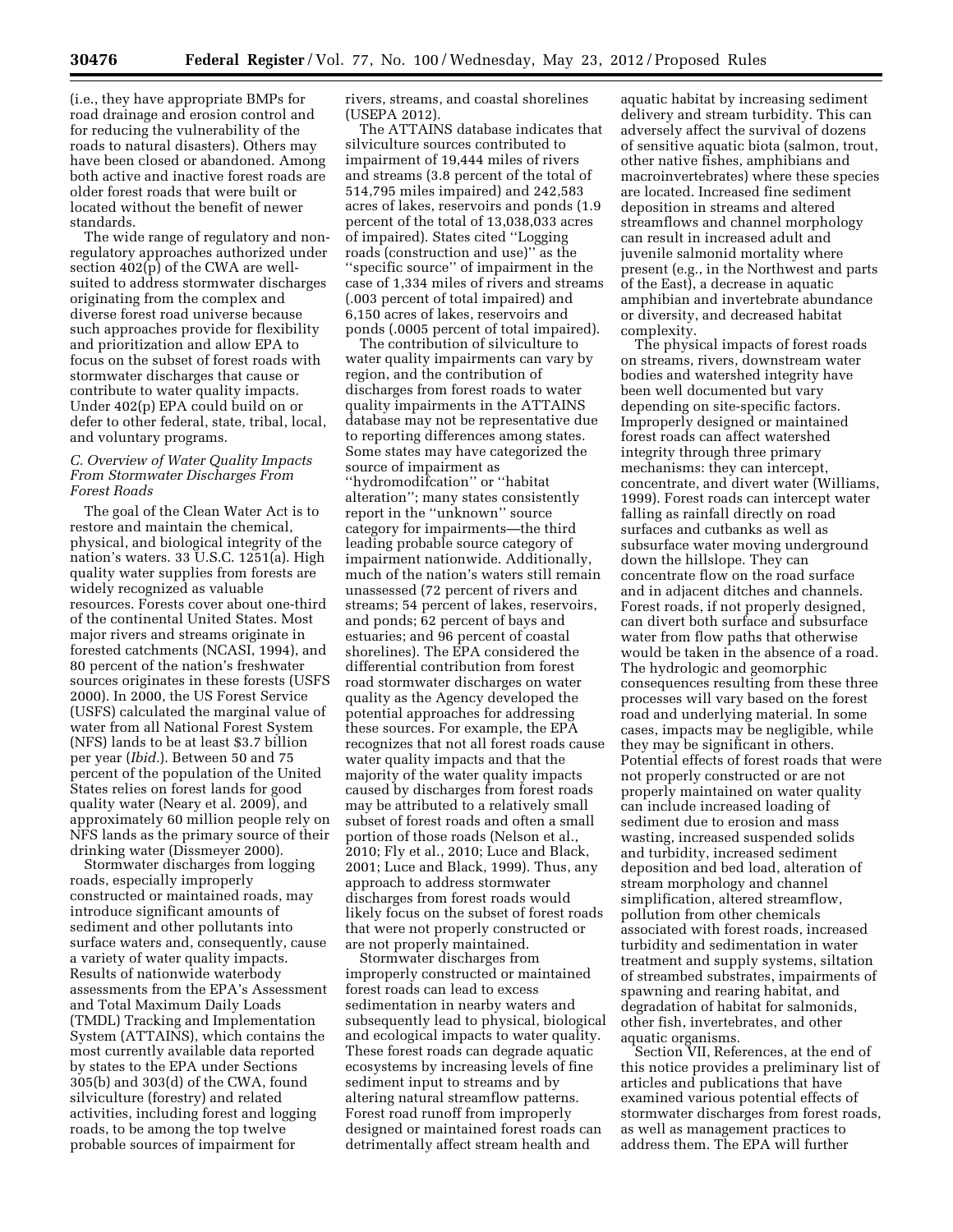(i.e., they have appropriate BMPs for road drainage and erosion control and for reducing the vulnerability of the roads to natural disasters). Others may have been closed or abandoned. Among both active and inactive forest roads are older forest roads that were built or located without the benefit of newer standards.

The wide range of regulatory and non-regulatory approaches authorized under section 402(p) of the CWA are well-suited to address stormwater discharges originating from the complex and diverse forest road universe because such approaches provide for flexibility and prioritization and allow EPA to focus on the subset of forest roads with stormwater discharges that cause or contribute to water quality impacts. Under 402(p) EPA could build on or defer to other federal, state, tribal, local, and voluntary programs.

### *C. Overview of Water Quality Impacts From Stormwater Discharges From Forest Roads*

The goal of the Clean Water Act is to restore and maintain the chemical, physical, and biological integrity of the nation's waters. 33 U.S.C. 1251(a). High quality water supplies from forests are widely recognized as valuable resources. Forests cover about one-third of the continental United States. Most major rivers and streams originate in forested catchments (NCASI, 1994), and 80 percent of the nation's freshwater sources originates in these forests (USFS 2000). In 2000, the US Forest Service (USFS) calculated the marginal value of water from all National Forest System (NFS) lands to be at least $3.7 billion per year (*Ibid.*). Between 50 and 75 percent of the population of the United States relies on forest lands for good quality water (Neary et al. 2009), and approximately 60 million people rely on NFS lands as the primary source of their drinking water (Dissmeyer 2000).

Stormwater discharges from logging roads, especially improperly constructed or maintained roads, may introduce significant amounts of sediment and other pollutants into surface waters and, consequently, cause a variety of water quality impacts. Results of nationwide waterbody assessments from the EPA's Assessment and Total Maximum Daily Loads (TMDL) Tracking and Implementation System (ATTAINS), which contains the most currently available data reported by states to the EPA under Sections 305(b) and 303(d) of the CWA, found silviculture (forestry) and related activities, including forest and logging roads, to be among the top twelve probable sources of impairment for rivers, streams, and coastal shorelines (USEPA 2012).

The ATTAINS database indicates that silviculture sources contributed to impairment of 19,444 miles of rivers and streams (3.8 percent of the total of 514,795 miles impaired) and 242,583 acres of lakes, reservoirs and ponds (1.9 percent of the total of 13,038,033 acres of impaired). States cited ''Logging roads (construction and use)'' as the ''specific source'' of impairment in the case of 1,334 miles of rivers and streams (.003 percent of total impaired) and 6,150 acres of lakes, reservoirs and ponds (.0005 percent of total impaired).

The contribution of silviculture to water quality impairments can vary by region, and the contribution of discharges from forest roads to water quality impairments in the ATTAINS database may not be representative due to reporting differences among states. Some states may have categorized the source of impairment as ''hydromodifcation'' or ''habitat alteration''; many states consistently report in the ''unknown'' source category for impairments—the third leading probable source category of impairment nationwide. Additionally, much of the nation's waters still remain unassessed (72 percent of rivers and streams; 54 percent of lakes, reservoirs, and ponds; 62 percent of bays and estuaries; and 96 percent of coastal shorelines). The EPA considered the differential contribution from forest road stormwater discharges on water quality as the Agency developed the potential approaches for addressing these sources. For example, the EPA recognizes that not all forest roads cause water quality impacts and that the majority of the water quality impacts caused by discharges from forest roads may be attributed to a relatively small subset of forest roads and often a small portion of those roads (Nelson et al., 2010; Fly et al., 2010; Luce and Black, 2001; Luce and Black, 1999). Thus, any approach to address stormwater discharges from forest roads would likely focus on the subset of forest roads that were not properly constructed or are not properly maintained.

Stormwater discharges from improperly constructed or maintained forest roads can lead to excess sedimentation in nearby waters and subsequently lead to physical, biological and ecological impacts to water quality. These forest roads can degrade aquatic ecosystems by increasing levels of fine sediment input to streams and by altering natural streamflow patterns. Forest road runoff from improperly designed or maintained forest roads can detrimentally affect stream health and aquatic habitat by increasing sediment delivery and stream turbidity. This can adversely affect the survival of dozens of sensitive aquatic biota (salmon, trout, other native fishes, amphibians and macroinvertebrates) where these species are located. Increased fine sediment deposition in streams and altered streamflows and channel morphology can result in increased adult and juvenile salmonid mortality where present (e.g., in the Northwest and parts of the East), a decrease in aquatic amphibian and invertebrate abundance or diversity, and decreased habitat complexity.

The physical impacts of forest roads on streams, rivers, downstream water bodies and watershed integrity have been well documented but vary depending on site-specific factors. Improperly designed or maintained forest roads can affect watershed integrity through three primary mechanisms: they can intercept, concentrate, and divert water (Williams, 1999). Forest roads can intercept water falling as rainfall directly on road surfaces and cutbanks as well as subsurface water moving underground down the hillslope. They can concentrate flow on the road surface and in adjacent ditches and channels. Forest roads, if not properly designed, can divert both surface and subsurface water from flow paths that otherwise would be taken in the absence of a road. The hydrologic and geomorphic consequences resulting from these three processes will vary based on the forest road and underlying material. In some cases, impacts may be negligible, while they may be significant in others. Potential effects of forest roads that were not properly constructed or are not properly maintained on water quality can include increased loading of sediment due to erosion and mass wasting, increased suspended solids and turbidity, increased sediment deposition and bed load, alteration of stream morphology and channel simplification, altered streamflow, pollution from other chemicals associated with forest roads, increased turbidity and sedimentation in water treatment and supply systems, siltation of streambed substrates, impairments of spawning and rearing habitat, and degradation of habitat for salmonids, other fish, invertebrates, and other aquatic organisms.

Section VII, References, at the end of this notice provides a preliminary list of articles and publications that have examined various potential effects of stormwater discharges from forest roads, as well as management practices to address them. The EPA will further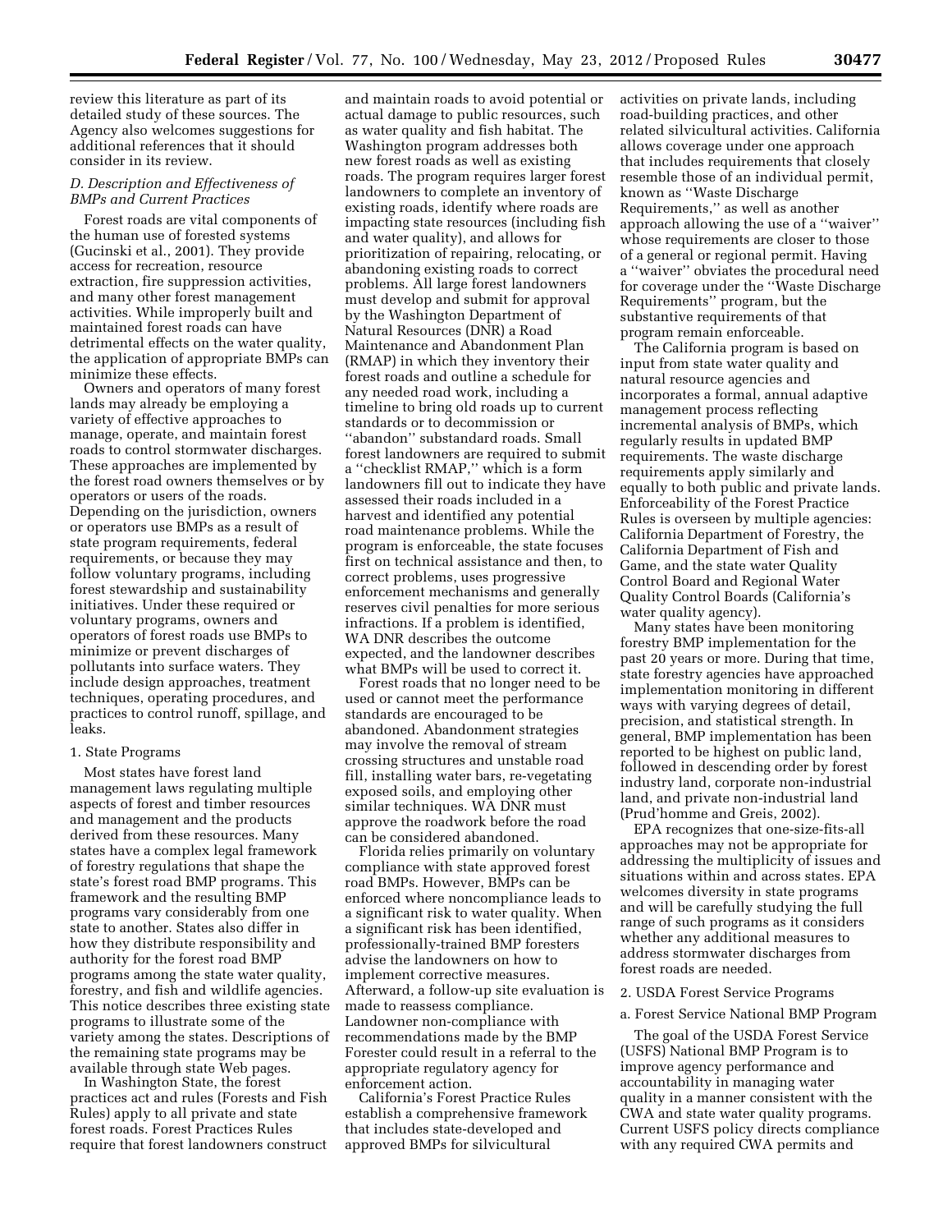review this literature as part of its detailed study of these sources. The Agency also welcomes suggestions for additional references that it should consider in its review.

### *D. Description and Effectiveness of BMPs and Current Practices*

Forest roads are vital components of the human use of forested systems (Gucinski et al., 2001). They provide access for recreation, resource extraction, fire suppression activities, and many other forest management activities. While improperly built and maintained forest roads can have detrimental effects on the water quality, the application of appropriate BMPs can minimize these effects.

Owners and operators of many forest lands may already be employing a variety of effective approaches to manage, operate, and maintain forest roads to control stormwater discharges. These approaches are implemented by the forest road owners themselves or by operators or users of the roads. Depending on the jurisdiction, owners or operators use BMPs as a result of state program requirements, federal requirements, or because they may follow voluntary programs, including forest stewardship and sustainability initiatives. Under these required or voluntary programs, owners and operators of forest roads use BMPs to minimize or prevent discharges of pollutants into surface waters. They include design approaches, treatment techniques, operating procedures, and practices to control runoff, spillage, and leaks.

#### 1. State Programs

Most states have forest land management laws regulating multiple aspects of forest and timber resources and management and the products derived from these resources. Many states have a complex legal framework of forestry regulations that shape the state's forest road BMP programs. This framework and the resulting BMP programs vary considerably from one state to another. States also differ in how they distribute responsibility and authority for the forest road BMP programs among the state water quality, forestry, and fish and wildlife agencies. This notice describes three existing state programs to illustrate some of the variety among the states. Descriptions of the remaining state programs may be available through state Web pages.

In Washington State, the forest practices act and rules (Forests and Fish Rules) apply to all private and state forest roads. Forest Practices Rules require that forest landowners construct and maintain roads to avoid potential or actual damage to public resources, such as water quality and fish habitat. The Washington program addresses both new forest roads as well as existing roads. The program requires larger forest landowners to complete an inventory of existing roads, identify where roads are impacting state resources (including fish and water quality), and allows for prioritization of repairing, relocating, or abandoning existing roads to correct problems. All large forest landowners must develop and submit for approval by the Washington Department of Natural Resources (DNR) a Road Maintenance and Abandonment Plan (RMAP) in which they inventory their forest roads and outline a schedule for any needed road work, including a timeline to bring old roads up to current standards or to decommission or ''abandon'' substandard roads. Small forest landowners are required to submit a ''checklist RMAP,'' which is a form landowners fill out to indicate they have assessed their roads included in a harvest and identified any potential road maintenance problems. While the program is enforceable, the state focuses first on technical assistance and then, to correct problems, uses progressive enforcement mechanisms and generally reserves civil penalties for more serious infractions. If a problem is identified, WA DNR describes the outcome expected, and the landowner describes what BMPs will be used to correct it.

Forest roads that no longer need to be used or cannot meet the performance standards are encouraged to be abandoned. Abandonment strategies may involve the removal of stream crossing structures and unstable road fill, installing water bars, re-vegetating exposed soils, and employing other similar techniques. WA DNR must approve the roadwork before the road can be considered abandoned.

Florida relies primarily on voluntary compliance with state approved forest road BMPs. However, BMPs can be enforced where noncompliance leads to a significant risk to water quality. When a significant risk has been identified, professionally-trained BMP foresters advise the landowners on how to implement corrective measures. Afterward, a follow-up site evaluation is made to reassess compliance. Landowner non-compliance with recommendations made by the BMP Forester could result in a referral to the appropriate regulatory agency for enforcement action.

California's Forest Practice Rules establish a comprehensive framework that includes state-developed and approved BMPs for silvicultural activities on private lands, including road-building practices, and other related silvicultural activities. California allows coverage under one approach that includes requirements that closely resemble those of an individual permit, known as ''Waste Discharge Requirements,'' as well as another approach allowing the use of a ''waiver'' whose requirements are closer to those of a general or regional permit. Having a ''waiver'' obviates the procedural need for coverage under the ''Waste Discharge Requirements'' program, but the substantive requirements of that program remain enforceable.

The California program is based on input from state water quality and natural resource agencies and incorporates a formal, annual adaptive management process reflecting incremental analysis of BMPs, which regularly results in updated BMP requirements. The waste discharge requirements apply similarly and equally to both public and private lands. Enforceability of the Forest Practice Rules is overseen by multiple agencies: California Department of Forestry, the California Department of Fish and Game, and the state water Quality Control Board and Regional Water Quality Control Boards (California's water quality agency).

Many states have been monitoring forestry BMP implementation for the past 20 years or more. During that time, state forestry agencies have approached implementation monitoring in different ways with varying degrees of detail, precision, and statistical strength. In general, BMP implementation has been reported to be highest on public land, followed in descending order by forest industry land, corporate non-industrial land, and private non-industrial land (Prud'homme and Greis, 2002).

EPA recognizes that one-size-fits-all approaches may not be appropriate for addressing the multiplicity of issues and situations within and across states. EPA welcomes diversity in state programs and will be carefully studying the full range of such programs as it considers whether any additional measures to address stormwater discharges from forest roads are needed.

#### 2. USDA Forest Service Programs

##### a. Forest Service National BMP Program

The goal of the USDA Forest Service (USFS) National BMP Program is to improve agency performance and accountability in managing water quality in a manner consistent with the CWA and state water quality programs. Current USFS policy directs compliance with any required CWA permits and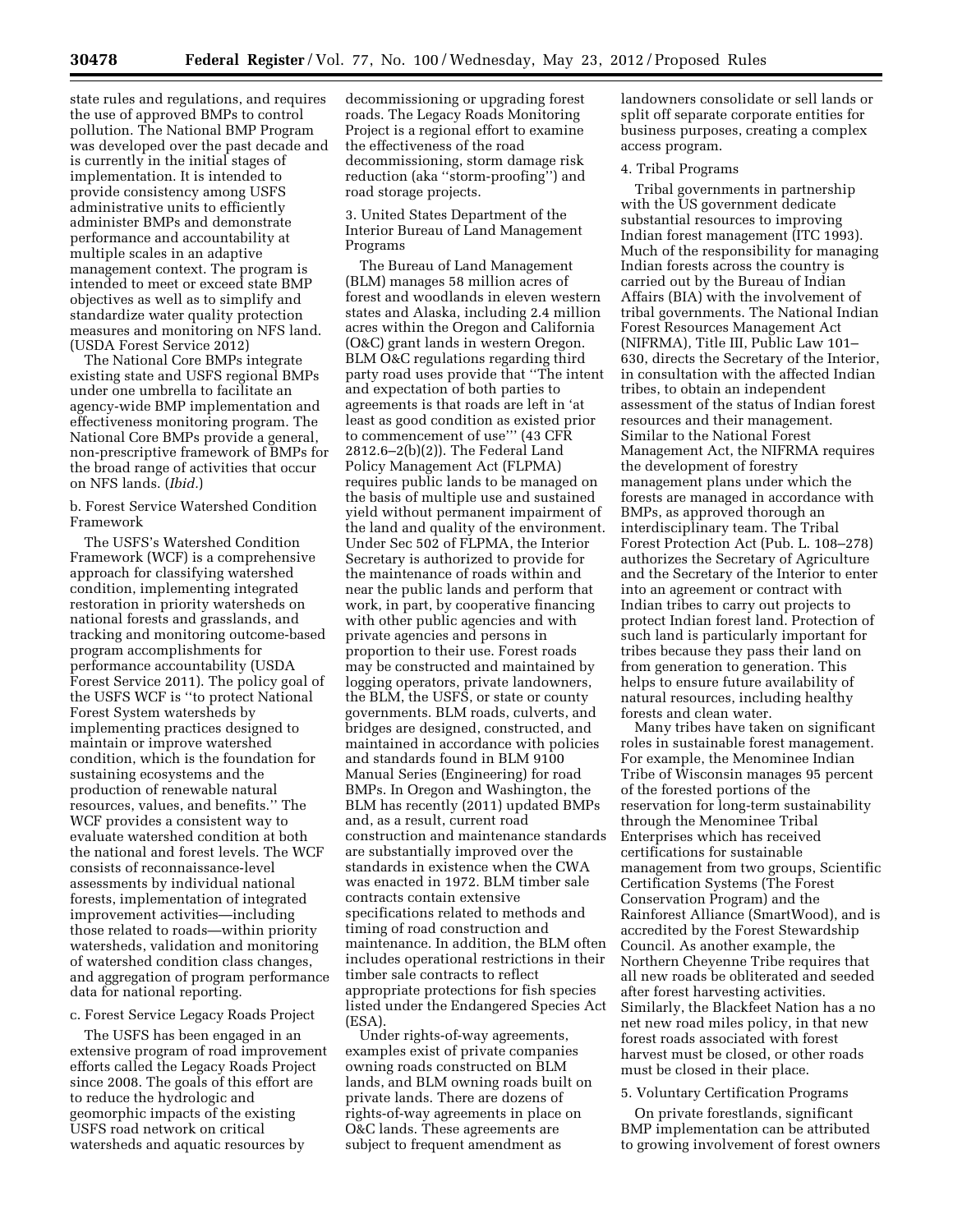state rules and regulations, and requires the use of approved BMPs to control pollution. The National BMP Program was developed over the past decade and is currently in the initial stages of implementation. It is intended to provide consistency among USFS administrative units to efficiently administer BMPs and demonstrate performance and accountability at multiple scales in an adaptive management context. The program is intended to meet or exceed state BMP objectives as well as to simplify and standardize water quality protection measures and monitoring on NFS land. (USDA Forest Service 2012)

The National Core BMPs integrate existing state and USFS regional BMPs under one umbrella to facilitate an agency-wide BMP implementation and effectiveness monitoring program. The National Core BMPs provide a general, non-prescriptive framework of BMPs for the broad range of activities that occur on NFS lands. (*Ibid.*)

b. Forest Service Watershed Condition Framework

The USFS's Watershed Condition Framework (WCF) is a comprehensive approach for classifying watershed condition, implementing integrated restoration in priority watersheds on national forests and grasslands, and tracking and monitoring outcome-based program accomplishments for performance accountability (USDA Forest Service 2011). The policy goal of the USFS WCF is ''to protect National Forest System watersheds by implementing practices designed to maintain or improve watershed condition, which is the foundation for sustaining ecosystems and the production of renewable natural resources, values, and benefits.'' The WCF provides a consistent way to evaluate watershed condition at both the national and forest levels. The WCF consists of reconnaissance-level assessments by individual national forests, implementation of integrated improvement activities—including those related to roads—within priority watersheds, validation and monitoring of watershed condition class changes, and aggregation of program performance data for national reporting.

c. Forest Service Legacy Roads Project

The USFS has been engaged in an extensive program of road improvement efforts called the Legacy Roads Project since 2008. The goals of this effort are to reduce the hydrologic and geomorphic impacts of the existing USFS road network on critical watersheds and aquatic resources by decommissioning or upgrading forest roads. The Legacy Roads Monitoring Project is a regional effort to examine the effectiveness of the road decommissioning, storm damage risk reduction (aka ''storm-proofing'') and road storage projects.

3. United States Department of the Interior Bureau of Land Management Programs

The Bureau of Land Management (BLM) manages 58 million acres of forest and woodlands in eleven western states and Alaska, including 2.4 million acres within the Oregon and California (O&C) grant lands in western Oregon. BLM O&C regulations regarding third party road uses provide that ''The intent and expectation of both parties to agreements is that roads are left in 'at least as good condition as existed prior to commencement of use''' (43 CFR 2812.6–2(b)(2)). The Federal Land Policy Management Act (FLPMA) requires public lands to be managed on the basis of multiple use and sustained yield without permanent impairment of the land and quality of the environment. Under Sec 502 of FLPMA, the Interior Secretary is authorized to provide for the maintenance of roads within and near the public lands and perform that work, in part, by cooperative financing with other public agencies and with private agencies and persons in proportion to their use. Forest roads may be constructed and maintained by logging operators, private landowners, the BLM, the USFS, or state or county governments. BLM roads, culverts, and bridges are designed, constructed, and maintained in accordance with policies and standards found in BLM 9100 Manual Series (Engineering) for road BMPs. In Oregon and Washington, the BLM has recently (2011) updated BMPs and, as a result, current road construction and maintenance standards are substantially improved over the standards in existence when the CWA was enacted in 1972. BLM timber sale contracts contain extensive specifications related to methods and timing of road construction and maintenance. In addition, the BLM often includes operational restrictions in their timber sale contracts to reflect appropriate protections for fish species listed under the Endangered Species Act (ESA).

Under rights-of-way agreements, examples exist of private companies owning roads constructed on BLM lands, and BLM owning roads built on private lands. There are dozens of rights-of-way agreements in place on O&C lands. These agreements are subject to frequent amendment as landowners consolidate or sell lands or split off separate corporate entities for business purposes, creating a complex access program.

4. Tribal Programs

Tribal governments in partnership with the US government dedicate substantial resources to improving Indian forest management (ITC 1993). Much of the responsibility for managing Indian forests across the country is carried out by the Bureau of Indian Affairs (BIA) with the involvement of tribal governments. The National Indian Forest Resources Management Act (NIFRMA), Title III, Public Law 101–630, directs the Secretary of the Interior, in consultation with the affected Indian tribes, to obtain an independent assessment of the status of Indian forest resources and their management. Similar to the National Forest Management Act, the NIFRMA requires the development of forestry management plans under which the forests are managed in accordance with BMPs, as approved thorough an interdisciplinary team. The Tribal Forest Protection Act (Pub. L. 108–278) authorizes the Secretary of Agriculture and the Secretary of the Interior to enter into an agreement or contract with Indian tribes to carry out projects to protect Indian forest land. Protection of such land is particularly important for tribes because they pass their land on from generation to generation. This helps to ensure future availability of natural resources, including healthy forests and clean water.

Many tribes have taken on significant roles in sustainable forest management. For example, the Menominee Indian Tribe of Wisconsin manages 95 percent of the forested portions of the reservation for long-term sustainability through the Menominee Tribal Enterprises which has received certifications for sustainable management from two groups, Scientific Certification Systems (The Forest Conservation Program) and the Rainforest Alliance (SmartWood), and is accredited by the Forest Stewardship Council. As another example, the Northern Cheyenne Tribe requires that all new roads be obliterated and seeded after forest harvesting activities. Similarly, the Blackfeet Nation has a no net new road miles policy, in that new forest roads associated with forest harvest must be closed, or other roads must be closed in their place.

5. Voluntary Certification Programs

On private forestlands, significant BMP implementation can be attributed to growing involvement of forest owners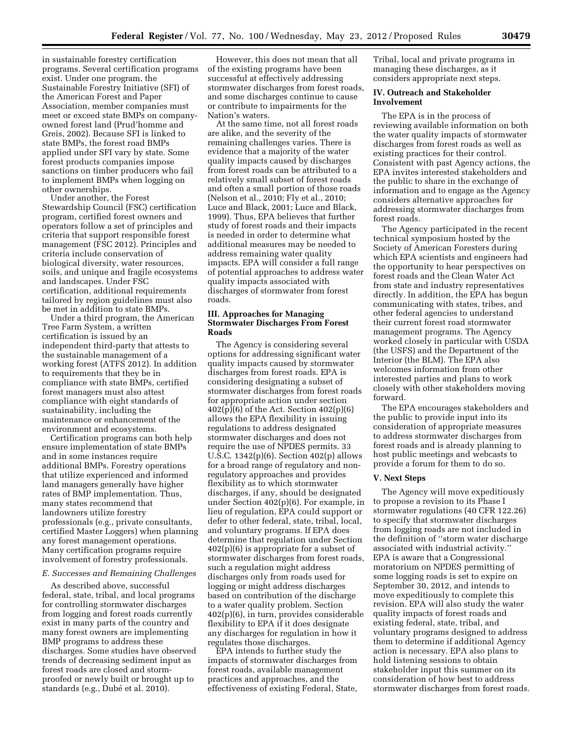in sustainable forestry certification programs. Several certification programs exist. Under one program, the Sustainable Forestry Initiative (SFI) of the American Forest and Paper Association, member companies must meet or exceed state BMPs on company-owned forest land (Prud'homme and Greis, 2002). Because SFI is linked to state BMPs, the forest road BMPs applied under SFI vary by state. Some forest products companies impose sanctions on timber producers who fail to implement BMPs when logging on other ownerships.

Under another, the Forest Stewardship Council (FSC) certification program, certified forest owners and operators follow a set of principles and criteria that support responsible forest management (FSC 2012). Principles and criteria include conservation of biological diversity, water resources, soils, and unique and fragile ecosystems and landscapes. Under FSC certification, additional requirements tailored by region guidelines must also be met in addition to state BMPs.

Under a third program, the American Tree Farm System, a written certification is issued by an independent third-party that attests to the sustainable management of a working forest (ATFS 2012). In addition to requirements that they be in compliance with state BMPs, certified forest managers must also attest compliance with eight standards of sustainability, including the maintenance or enhancement of the environment and ecosystems.

Certification programs can both help ensure implementation of state BMPs and in some instances require additional BMPs. Forestry operations that utilize experienced and informed land managers generally have higher rates of BMP implementation. Thus, many states recommend that landowners utilize forestry professionals (e.g., private consultants, certified Master Loggers) when planning any forest management operations. Many certification programs require involvement of forestry professionals.

### *E. Successes and Remaining Challenges*

As described above, successful federal, state, tribal, and local programs for controlling stormwater discharges from logging and forest roads currently exist in many parts of the country and many forest owners are implementing BMP programs to address these discharges. Some studies have observed trends of decreasing sediment input as forest roads are closed and storm-proofed or newly built or brought up to standards (e.g., Dubé et al. 2010).

However, this does not mean that all of the existing programs have been successful at effectively addressing stormwater discharges from forest roads, and some discharges continue to cause or contribute to impairments for the Nation's waters.

At the same time, not all forest roads are alike, and the severity of the remaining challenges varies. There is evidence that a majority of the water quality impacts caused by discharges from forest roads can be attributed to a relatively small subset of forest roads and often a small portion of those roads (Nelson et al., 2010; Fly et al., 2010; Luce and Black, 2001; Luce and Black, 1999). Thus, EPA believes that further study of forest roads and their impacts is needed in order to determine what additional measures may be needed to address remaining water quality impacts. EPA will consider a full range of potential approaches to address water quality impacts associated with discharges of stormwater from forest roads.

## III. Approaches for Managing Stormwater Discharges From Forest Roads

The Agency is considering several options for addressing significant water quality impacts caused by stormwater discharges from forest roads. EPA is considering designating a subset of stormwater discharges from forest roads for appropriate action under section 402(p)(6) of the Act. Section 402(p)(6) allows the EPA flexibility in issuing regulations to address designated stormwater discharges and does not require the use of NPDES permits. 33 U.S.C. 1342(p)(6). Section 402(p) allows for a broad range of regulatory and non-regulatory approaches and provides flexibility as to which stormwater discharges, if any, should be designated under Section 402(p)(6). For example, in lieu of regulation, EPA could support or defer to other federal, state, tribal, local, and voluntary programs. If EPA does determine that regulation under Section 402(p)(6) is appropriate for a subset of stormwater discharges from forest roads, such a regulation might address discharges only from roads used for logging or might address discharges based on contribution of the discharge to a water quality problem. Section 402(p)(6), in turn, provides considerable flexibility to EPA if it does designate any discharges for regulation in how it regulates those discharges.

EPA intends to further study the impacts of stormwater discharges from forest roads, available management practices and approaches, and the effectiveness of existing Federal, State, Tribal, local and private programs in managing these discharges, as it considers appropriate next steps.

## IV. Outreach and Stakeholder Involvement

The EPA is in the process of reviewing available information on both the water quality impacts of stormwater discharges from forest roads as well as existing practices for their control. Consistent with past Agency actions, the EPA invites interested stakeholders and the public to share in the exchange of information and to engage as the Agency considers alternative approaches for addressing stormwater discharges from forest roads.

The Agency participated in the recent technical symposium hosted by the Society of American Foresters during which EPA scientists and engineers had the opportunity to hear perspectives on forest roads and the Clean Water Act from state and industry representatives directly. In addition, the EPA has begun communicating with states, tribes, and other federal agencies to understand their current forest road stormwater management programs. The Agency worked closely in particular with USDA (the USFS) and the Department of the Interior (the BLM). The EPA also welcomes information from other interested parties and plans to work closely with other stakeholders moving forward.

The EPA encourages stakeholders and the public to provide input into its consideration of appropriate measures to address stormwater discharges from forest roads and is already planning to host public meetings and webcasts to provide a forum for them to do so.

## V. Next Steps

The Agency will move expeditiously to propose a revision to its Phase I stormwater regulations (40 CFR 122.26) to specify that stormwater discharges from logging roads are not included in the definition of "storm water discharge associated with industrial activity." EPA is aware that a Congressional moratorium on NPDES permitting of some logging roads is set to expire on September 30, 2012, and intends to move expeditiously to complete this revision. EPA will also study the water quality impacts of forest roads and existing federal, state, tribal, and voluntary programs designed to address them to determine if additional Agency action is necessary. EPA also plans to hold listening sessions to obtain stakeholder input this summer on its consideration of how best to address stormwater discharges from forest roads.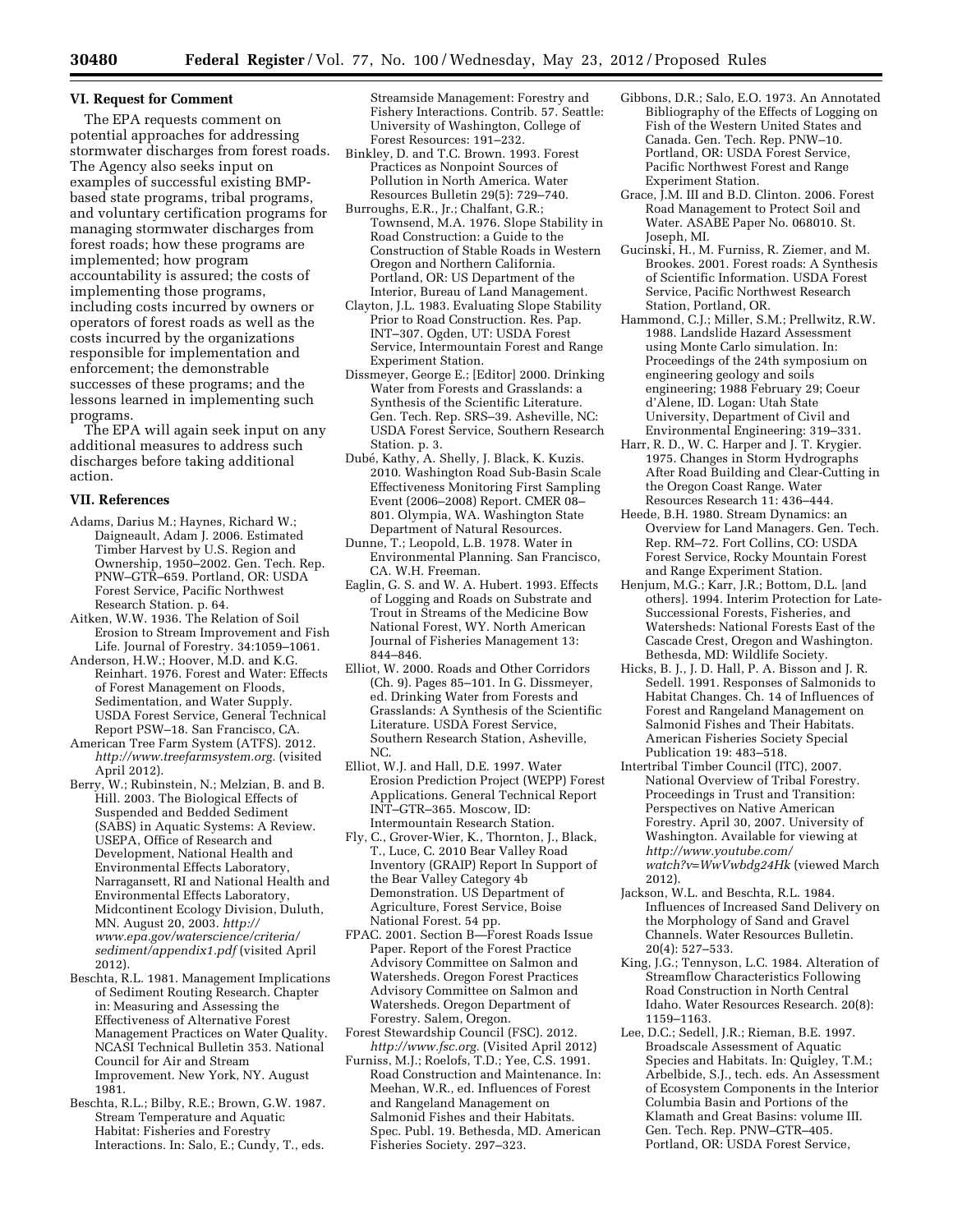## VI. Request for Comment

The EPA requests comment on potential approaches for addressing stormwater discharges from forest roads. The Agency also seeks input on examples of successful existing BMP-based state programs, tribal programs, and voluntary certification programs for managing stormwater discharges from forest roads; how these programs are implemented; how program accountability is assured; the costs of implementing those programs, including costs incurred by owners or operators of forest roads as well as the costs incurred by the organizations responsible for implementation and enforcement; the demonstrable successes of these programs; and the lessons learned in implementing such programs.

The EPA will again seek input on any additional measures to address such discharges before taking additional action.

## VII. References

Adams, Darius M.; Haynes, Richard W.; Daigneault, Adam J. 2006. Estimated Timber Harvest by U.S. Region and Ownership, 1950–2002. Gen. Tech. Rep. PNW–GTR–659. Portland, OR: USDA Forest Service, Pacific Northwest Research Station. p. 64.

Aitken, W.W. 1936. The Relation of Soil Erosion to Stream Improvement and Fish Life. Journal of Forestry. 34:1059–1061.

Anderson, H.W.; Hoover, M.D. and K.G. Reinhart. 1976. Forest and Water: Effects of Forest Management on Floods, Sedimentation, and Water Supply. USDA Forest Service, General Technical Report PSW–18. San Francisco, CA.

American Tree Farm System (ATFS). 2012. *http://www.treefarmsystem.org.* (visited April 2012).

Berry, W.; Rubinstein, N.; Melzian, B. and B. Hill. 2003. The Biological Effects of Suspended and Bedded Sediment (SABS) in Aquatic Systems: A Review. USEPA, Office of Research and Development, National Health and Environmental Effects Laboratory, Narragansett, RI and National Health and Environmental Effects Laboratory, Midcontinent Ecology Division, Duluth, MN. August 20, 2003. *http://www.epa.gov/waterscience/criteria/sediment/appendix1.pdf* (visited April 2012).

Beschta, R.L. 1981. Management Implications of Sediment Routing Research. Chapter in: Measuring and Assessing the Effectiveness of Alternative Forest Management Practices on Water Quality. NCASI Technical Bulletin 353. National Council for Air and Stream Improvement. New York, NY. August 1981.

Beschta, R.L.; Bilby, R.E.; Brown, G.W. 1987. Stream Temperature and Aquatic Habitat: Fisheries and Forestry Interactions. In: Salo, E.; Cundy, T., eds. Streamside Management: Forestry and Fishery Interactions. Contrib. 57. Seattle: University of Washington, College of Forest Resources: 191–232.

Binkley, D. and T.C. Brown. 1993. Forest Practices as Nonpoint Sources of Pollution in North America. Water Resources Bulletin 29(5): 729–740.

Burroughs, E.R., Jr.; Chalfant, G.R.; Townsend, M.A. 1976. Slope Stability in Road Construction: a Guide to the Construction of Stable Roads in Western Oregon and Northern California. Portland, OR: US Department of the Interior, Bureau of Land Management.

Clayton, J.L. 1983. Evaluating Slope Stability Prior to Road Construction. Res. Pap. INT–307. Ogden, UT: USDA Forest Service, Intermountain Forest and Range Experiment Station.

Dissmeyer, George E.; [Editor] 2000. Drinking Water from Forests and Grasslands: a Synthesis of the Scientific Literature. Gen. Tech. Rep. SRS–39. Asheville, NC: USDA Forest Service, Southern Research Station. p. 3.

Dubé, Kathy, A. Shelly, J. Black, K. Kuzis. 2010. Washington Road Sub-Basin Scale Effectiveness Monitoring First Sampling Event (2006–2008) Report. CMER 08–801. Olympia, WA. Washington State Department of Natural Resources.

Dunne, T.; Leopold, L.B. 1978. Water in Environmental Planning. San Francisco, CA. W.H. Freeman.

Eaglin, G. S. and W. A. Hubert. 1993. Effects of Logging and Roads on Substrate and Trout in Streams of the Medicine Bow National Forest, WY. North American Journal of Fisheries Management 13: 844–846.

Elliot, W. 2000. Roads and Other Corridors (Ch. 9). Pages 85–101. In G. Dissmeyer, ed. Drinking Water from Forests and Grasslands: A Synthesis of the Scientific Literature. USDA Forest Service, Southern Research Station, Asheville, NC.

Elliot, W.J. and Hall, D.E. 1997. Water Erosion Prediction Project (WEPP) Forest Applications. General Technical Report INT–GTR–365. Moscow, ID: Intermountain Research Station.

Fly, C., Grover-Wier, K., Thornton, J., Black, T., Luce, C. 2010 Bear Valley Road Inventory (GRAIP) Report In Support of the Bear Valley Category 4b Demonstration. US Department of Agriculture, Forest Service, Boise National Forest. 54 pp.

FPAC. 2001. Section B—Forest Roads Issue Paper. Report of the Forest Practice Advisory Committee on Salmon and Watersheds. Oregon Forest Practices Advisory Committee on Salmon and Watersheds. Oregon Department of Forestry. Salem, Oregon.

Forest Stewardship Council (FSC). 2012. *http://www.fsc.org.* (Visited April 2012)

Furniss, M.J.; Roelofs, T.D.; Yee, C.S. 1991. Road Construction and Maintenance. In: Meehan, W.R., ed. Influences of Forest and Rangeland Management on Salmonid Fishes and their Habitats. Spec. Publ. 19. Bethesda, MD. American Fisheries Society. 297–323.

Gibbons, D.R.; Salo, E.O. 1973. An Annotated Bibliography of the Effects of Logging on Fish of the Western United States and Canada. Gen. Tech. Rep. PNW–10. Portland, OR: USDA Forest Service, Pacific Northwest Forest and Range Experiment Station.

Grace, J.M. III and B.D. Clinton. 2006. Forest Road Management to Protect Soil and Water. ASABE Paper No. 068010. St. Joseph, MI.

Gucinski, H., M. Furniss, R. Ziemer, and M. Brookes. 2001. Forest roads: A Synthesis of Scientific Information. USDA Forest Service, Pacific Northwest Research Station, Portland, OR.

Hammond, C.J.; Miller, S.M.; Prellwitz, R.W. 1988. Landslide Hazard Assessment using Monte Carlo simulation. In: Proceedings of the 24th symposium on engineering geology and soils engineering; 1988 February 29; Coeur d'Alene, ID. Logan: Utah State University, Department of Civil and Environmental Engineering: 319–331.

Harr, R. D., W. C. Harper and J. T. Krygier. 1975. Changes in Storm Hydrographs After Road Building and Clear-Cutting in the Oregon Coast Range. Water Resources Research 11: 436–444.

Heede, B.H. 1980. Stream Dynamics: an Overview for Land Managers. Gen. Tech. Rep. RM–72. Fort Collins, CO: USDA Forest Service, Rocky Mountain Forest and Range Experiment Station.

Henjum, M.G.; Karr, J.R.; Bottom, D.L. [and others]. 1994. Interim Protection for Late-Successional Forests, Fisheries, and Watersheds: National Forests East of the Cascade Crest, Oregon and Washington. Bethesda, MD: Wildlife Society.

Hicks, B. J., J. D. Hall, P. A. Bisson and J. R. Sedell. 1991. Responses of Salmonids to Habitat Changes. Ch. 14 of Influences of Forest and Rangeland Management on Salmonid Fishes and Their Habitats. American Fisheries Society Special Publication 19: 483–518.

Intertribal Timber Council (ITC), 2007. National Overview of Tribal Forestry. Proceedings in Trust and Transition: Perspectives on Native American Forestry. April 30, 2007. University of Washington. Available for viewing at *http://www.youtube.com/watch?v=WwVwbdg24Hk* (viewed March 2012).

Jackson, W.L. and Beschta, R.L. 1984. Influences of Increased Sand Delivery on the Morphology of Sand and Gravel Channels. Water Resources Bulletin. 20(4): 527–533.

King, J.G.; Tennyson, L.C. 1984. Alteration of Streamflow Characteristics Following Road Construction in North Central Idaho. Water Resources Research. 20(8): 1159–1163.

Lee, D.C.; Sedell, J.R.; Rieman, B.E. 1997. Broadscale Assessment of Aquatic Species and Habitats. In: Quigley, T.M.; Arbelbide, S.J., tech. eds. An Assessment of Ecosystem Components in the Interior Columbia Basin and Portions of the Klamath and Great Basins: volume III. Gen. Tech. Rep. PNW–GTR–405. Portland, OR: USDA Forest Service,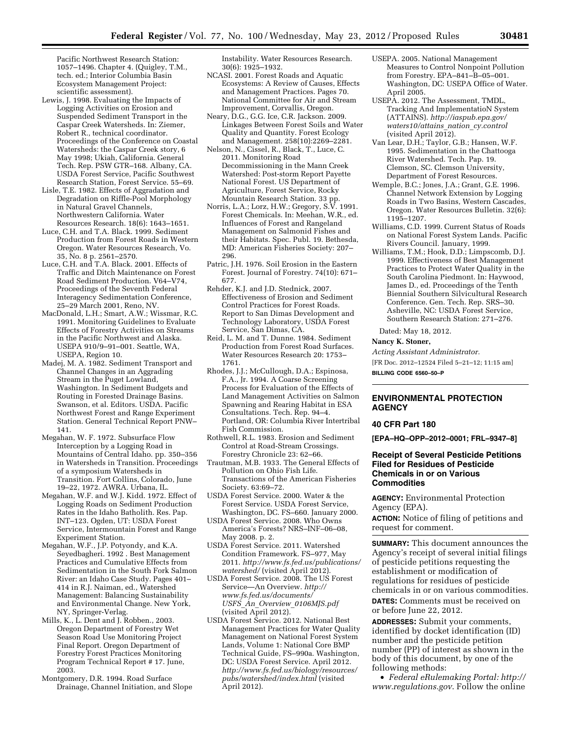Pacific Northwest Research Station: 1057–1496. Chapter 4. (Quigley, T.M., tech. ed.; Interior Columbia Basin Ecosystem Management Project: scientific assessment).

Lewis, J. 1998. Evaluating the Impacts of Logging Activities on Erosion and Suspended Sediment Transport in the Caspar Creek Watersheds. In: Ziemer, Robert R., technical coordinator. Proceedings of the Conference on Coastal Watersheds: the Caspar Creek story, 6 May 1998; Ukiah, California. General Tech. Rep. PSW GTR–168. Albany, CA. USDA Forest Service, Pacific Southwest Research Station, Forest Service. 55–69.

Lisle, T.E. 1982. Effects of Aggradation and Degradation on Riffle-Pool Morphology in Natural Gravel Channels, Northwestern California. Water Resources Research. 18(6): 1643–1651.

Luce, C.H. and T.A. Black. 1999. Sediment Production from Forest Roads in Western Oregon. Water Resources Research, Vo. 35, No. 8 p. 2561–2570.

Luce, C.H. and T.A. Black. 2001. Effects of Traffic and Ditch Maintenance on Forest Road Sediment Production. V64–V74, Proceedings of the Seventh Federal Interagency Sedimentation Conference, 25–29 March 2001, Reno, NV.

MacDonald, L.H.; Smart, A.W.; Wissmar, R.C. 1991. Monitoring Guidelines to Evaluate Effects of Forestry Activities on Streams in the Pacific Northwest and Alaska. USEPA 910/9–91–001. Seattle, WA, USEPA, Region 10.

Madej, M. A. 1982. Sediment Transport and Channel Changes in an Aggrading Stream in the Puget Lowland, Washington. In Sediment Budgets and Routing in Forested Drainage Basins. Swanson, et al. Editors. USDA. Pacific Northwest Forest and Range Experiment Station. General Technical Report PNW–141.

Megahan, W. F. 1972. Subsurface Flow Interception by a Logging Road in Mountains of Central Idaho. pp. 350–356 in Watersheds in Transition. Proceedings of a symposium Watersheds in Transition. Fort Collins, Colorado, June 19–22, 1972. AWRA. Urbana, IL.

Megahan, W.F. and W.J. Kidd. 1972. Effect of Logging Roads on Sediment Production Rates in the Idaho Batholith. Res. Pap. INT–123. Ogden, UT: USDA Forest Service, Intermountain Forest and Range Experiment Station.

Megahan, W.F., J.P. Potyondy, and K.A. Seyedbagheri. 1992 . Best Management Practices and Cumulative Effects from Sedimentation in the South Fork Salmon River: an Idaho Case Study. Pages 401–414 in R.J. Naiman, ed., Watershed Management: Balancing Sustainability and Environmental Change. New York, NY, Springer-Verlag.

Mills, K., L. Dent and J. Robben., 2003. Oregon Department of Forestry Wet Season Road Use Monitoring Project Final Report. Oregon Department of Forestry Forest Practices Monitoring Program Technical Report # 17. June, 2003.

Montgomery, D.R. 1994. Road Surface Drainage, Channel Initiation, and Slope Instability. Water Resources Research. 30(6): 1925–1932.

NCASI. 2001. Forest Roads and Aquatic Ecosystems: A Review of Causes, Effects and Management Practices. Pages 70. National Committee for Air and Stream Improvement, Corvallis, Oregon.

Neary, D.G., G.G. Ice, C.R. Jackson. 2009. Linkages Between Forest Soils and Water Quality and Quantity. Forest Ecology and Management. 258(10):2269–2281.

Nelson, N., Cissel, R., Black, T., Luce, C. 2011. Monitoring Road Decommissioning in the Mann Creek Watershed: Post-storm Report Payette National Forest. US Department of Agriculture, Forest Service, Rocky Mountain Research Station. 33 pp.

Norris, L.A.; Lorz, H.W.; Gregory, S.V. 1991. Forest Chemicals. In: Meehan, W.R., ed. Influences of Forest and Rangeland Management on Salmonid Fishes and their Habitats. Spec. Publ. 19. Bethesda, MD: American Fisheries Society: 207–296.

Patric, J.H. 1976. Soil Erosion in the Eastern Forest. Journal of Forestry. 74(10): 671–677.

Rehder, K.J. and J.D. Stednick, 2007. Effectiveness of Erosion and Sediment Control Practices for Forest Roads. Report to San Dimas Development and Technology Laboratory, USDA Forest Service, San Dimas, CA.

Reid, L. M. and T. Dunne. 1984. Sediment Production from Forest Road Surfaces. Water Resources Research 20: 1753–1761.

Rhodes, J.J.; McCullough, D.A.; Espinosa, F.A., Jr. 1994. A Coarse Screening Process for Evaluation of the Effects of Land Management Activities on Salmon Spawning and Rearing Habitat in ESA Consultations. Tech. Rep. 94–4. Portland, OR: Columbia River Intertribal Fish Commission.

Rothwell, R.L. 1983. Erosion and Sediment Control at Road-Stream Crossings. Forestry Chronicle 23: 62–66.

Trautman, M.B. 1933. The General Effects of Pollution on Ohio Fish Life. Transactions of the American Fisheries Society. 63:69–72.

USDA Forest Service. 2000. Water & the Forest Service. USDA Forest Service, Washington, DC. FS–660. January 2000.

USDA Forest Service. 2008. Who Owns America's Forests? NRS–INF–06–08, May 2008. p. 2.

USDA Forest Service. 2011. Watershed Condition Framework. FS–977, May 2011. *http://www.fs.fed.us/publications/watershed/* (visited April 2012).

USDA Forest Service. 2008. The US Forest Service—An Overview. *http://www.fs.fed.us/documents/USFS_An_Overview_0106MJS.pdf* (visited April 2012).

USDA Forest Service. 2012. National Best Management Practices for Water Quality Management on National Forest System Lands, Volume 1: National Core BMP Technical Guide, FS–990a. Washington, DC: USDA Forest Service. April 2012. *http://www.fs.fed.us/biology/resources/pubs/watershed/index.html* (visited April 2012).

USEPA. 2005. National Management Measures to Control Nonpoint Pollution from Forestry. EPA–841–B–05–001. Washington, DC: USEPA Office of Water. April 2005.

USEPA. 2012. The Assessment, TMDL, Tracking And ImplementatioN System (ATTAINS). *http://iaspub.epa.gov/waters10/attains_nation_cy.control* (visited April 2012).

Van Lear, D.H.; Taylor, G.B.; Hansen, W.F. 1995. Sedimentation in the Chattooga River Watershed. Tech. Pap. 19. Clemson, SC. Clemson University, Department of Forest Resources.

Wemple, B.C.; Jones, J.A.; Grant, G.E. 1996. Channel Network Extension by Logging Roads in Two Basins, Western Cascades, Oregon. Water Resources Bulletin. 32(6): 1195–1207.

Williams, C.D. 1999. Current Status of Roads on National Forest System Lands. Pacific Rivers Council. January, 1999.

Williams, T.M.; Hook, D.D.; Limpscomb, D.J. 1999. Effectiveness of Best Management Practices to Protect Water Quality in the South Carolina Piedmont. In: Haywood, James D., ed. Proceedings of the Tenth Biennial Southern Silvicultural Research Conference. Gen. Tech. Rep. SRS–30. Asheville, NC: USDA Forest Service, Southern Research Station: 271–276.

Dated: May 18, 2012.

**Nancy K. Stoner,**

*Acting Assistant Administrator.*

[FR Doc. 2012–12524 Filed 5–21–12; 11:15 am]

**BILLING CODE 6560–50–P**

---

## ENVIRONMENTAL PROTECTION AGENCY

### 40 CFR Part 180

**[EPA–HQ–OPP–2012–0001; FRL–9347–8]**

### Receipt of Several Pesticide Petitions Filed for Residues of Pesticide Chemicals in or on Various Commodities

**AGENCY:** Environmental Protection Agency (EPA).

**ACTION:** Notice of filing of petitions and request for comment.

**SUMMARY:** This document announces the Agency's receipt of several initial filings of pesticide petitions requesting the establishment or modification of regulations for residues of pesticide chemicals in or on various commodities.

**DATES:** Comments must be received on or before June 22, 2012.

**ADDRESSES:** Submit your comments, identified by docket identification (ID) number and the pesticide petition number (PP) of interest as shown in the body of this document, by one of the following methods:

- *Federal eRulemaking Portal: http://www.regulations.gov*. Follow the online